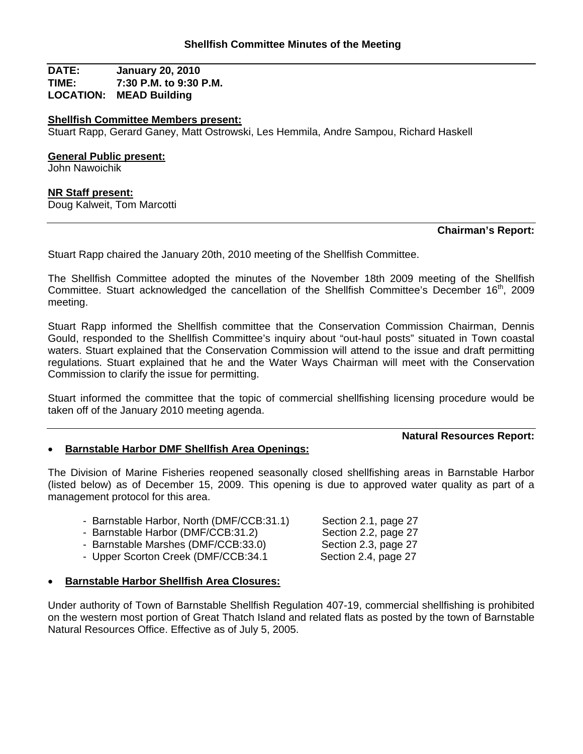# Shellfish Committee Minutes of the Meeting

**DATE:** January 20, 2010
**TIME:** 7:30 P.M. to 9:30 P.M.
**LOCATION:** MEAD Building

**Shellfish Committee Members present:**
Stuart Rapp, Gerard Ganey, Matt Ostrowski, Les Hemmila, Andre Sampou, Richard Haskell

**General Public present:**
John Nawoichik

**NR Staff present:**
Doug Kalweit, Tom Marcotti

---

**Chairman's Report:**

Stuart Rapp chaired the January 20th, 2010 meeting of the Shellfish Committee.

The Shellfish Committee adopted the minutes of the November 18th 2009 meeting of the Shellfish Committee. Stuart acknowledged the cancellation of the Shellfish Committee's December 16th, 2009 meeting.

Stuart Rapp informed the Shellfish committee that the Conservation Commission Chairman, Dennis Gould, responded to the Shellfish Committee's inquiry about "out-haul posts" situated in Town coastal waters. Stuart explained that the Conservation Commission will attend to the issue and draft permitting regulations. Stuart explained that he and the Water Ways Chairman will meet with the Conservation Commission to clarify the issue for permitting.

Stuart informed the committee that the topic of commercial shellfishing licensing procedure would be taken off of the January 2010 meeting agenda.

---

**Natural Resources Report:**

- **Barnstable Harbor DMF Shellfish Area Openings:**

The Division of Marine Fisheries reopened seasonally closed shellfishing areas in Barnstable Harbor (listed below) as of December 15, 2009. This opening is due to approved water quality as part of a management protocol for this area.

- Barnstable Harbor, North (DMF/CCB:31.1) Section 2.1, page 27
- Barnstable Harbor (DMF/CCB:31.2) Section 2.2, page 27
- Barnstable Marshes (DMF/CCB:33.0) Section 2.3, page 27
- Upper Scorton Creek (DMF/CCB:34.1 Section 2.4, page 27

- **Barnstable Harbor Shellfish Area Closures:**

Under authority of Town of Barnstable Shellfish Regulation 407-19, commercial shellfishing is prohibited on the western most portion of Great Thatch Island and related flats as posted by the town of Barnstable Natural Resources Office. Effective as of July 5, 2005.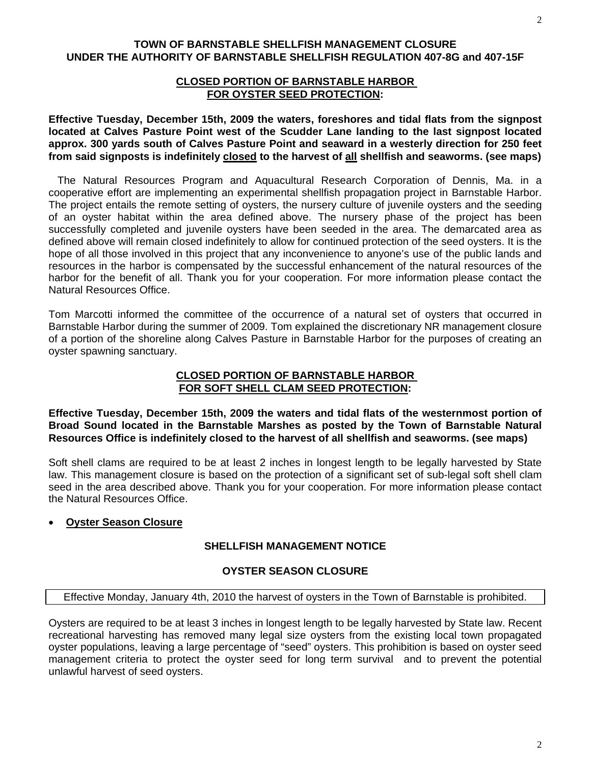**TOWN OF BARNSTABLE SHELLFISH MANAGEMENT CLOSURE UNDER THE AUTHORITY OF BARNSTABLE SHELLFISH REGULATION 407-8G and 407-15F**

**<u>CLOSED PORTION OF BARNSTABLE HARBOR FOR OYSTER SEED PROTECTION</u>:**

**Effective Tuesday, December 15th, 2009 the waters, foreshores and tidal flats from the signpost located at Calves Pasture Point west of the Scudder Lane landing to the last signpost located approx. 300 yards south of Calves Pasture Point and seaward in a westerly direction for 250 feet from said signposts is indefinitely <u>closed</u> to the harvest of <u>all</u> shellfish and seaworms. (see maps)**

The Natural Resources Program and Aquacultural Research Corporation of Dennis, Ma. in a cooperative effort are implementing an experimental shellfish propagation project in Barnstable Harbor. The project entails the remote setting of oysters, the nursery culture of juvenile oysters and the seeding of an oyster habitat within the area defined above. The nursery phase of the project has been successfully completed and juvenile oysters have been seeded in the area. The demarcated area as defined above will remain closed indefinitely to allow for continued protection of the seed oysters. It is the hope of all those involved in this project that any inconvenience to anyone's use of the public lands and resources in the harbor is compensated by the successful enhancement of the natural resources of the harbor for the benefit of all. Thank you for your cooperation. For more information please contact the Natural Resources Office.

Tom Marcotti informed the committee of the occurrence of a natural set of oysters that occurred in Barnstable Harbor during the summer of 2009. Tom explained the discretionary NR management closure of a portion of the shoreline along Calves Pasture in Barnstable Harbor for the purposes of creating an oyster spawning sanctuary.

**<u>CLOSED PORTION OF BARNSTABLE HARBOR FOR SOFT SHELL CLAM SEED PROTECTION</u>:**

**Effective Tuesday, December 15th, 2009 the waters and tidal flats of the westernmost portion of Broad Sound located in the Barnstable Marshes as posted by the Town of Barnstable Natural Resources Office is indefinitely closed to the harvest of all shellfish and seaworms. (see maps)**

Soft shell clams are required to be at least 2 inches in longest length to be legally harvested by State law. This management closure is based on the protection of a significant set of sub-legal soft shell clam seed in the area described above. Thank you for your cooperation. For more information please contact the Natural Resources Office.

- **<u>Oyster Season Closure</u>**

**SHELLFISH MANAGEMENT NOTICE**

**OYSTER SEASON CLOSURE**

Effective Monday, January 4th, 2010 the harvest of oysters in the Town of Barnstable is prohibited.

Oysters are required to be at least 3 inches in longest length to be legally harvested by State law. Recent recreational harvesting has removed many legal size oysters from the existing local town propagated oyster populations, leaving a large percentage of "seed" oysters. This prohibition is based on oyster seed management criteria to protect the oyster seed for long term survival and to prevent the potential unlawful harvest of seed oysters.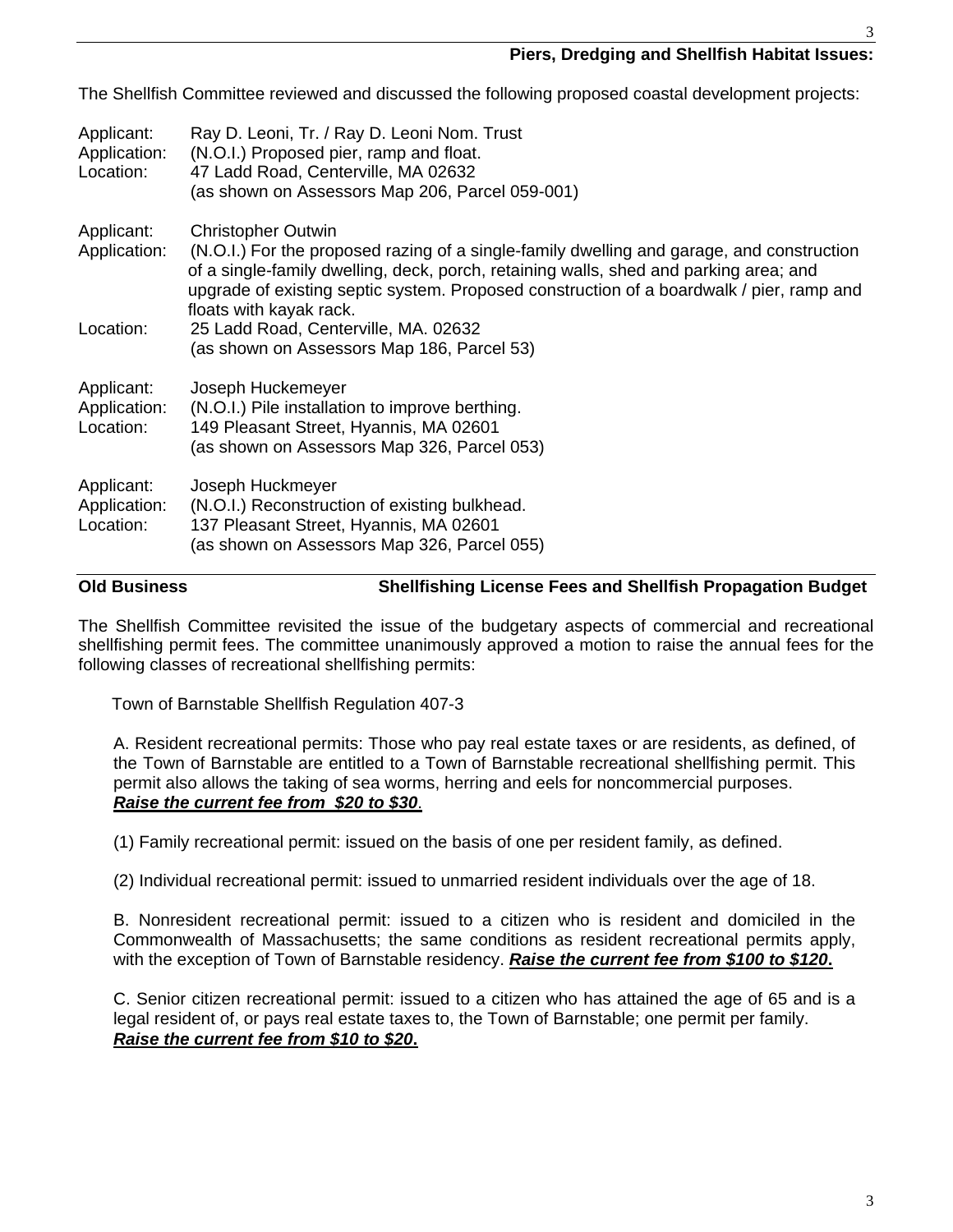**Piers, Dredging and Shellfish Habitat Issues:**

The Shellfish Committee reviewed and discussed the following proposed coastal development projects:

Applicant: Ray D. Leoni, Tr. / Ray D. Leoni Nom. Trust
Application: (N.O.I.) Proposed pier, ramp and float.
Location: 47 Ladd Road, Centerville, MA 02632
(as shown on Assessors Map 206, Parcel 059-001)

Applicant: Christopher Outwin
Application: (N.O.I.) For the proposed razing of a single-family dwelling and garage, and construction of a single-family dwelling, deck, porch, retaining walls, shed and parking area; and upgrade of existing septic system. Proposed construction of a boardwalk / pier, ramp and floats with kayak rack.
Location: 25 Ladd Road, Centerville, MA. 02632
(as shown on Assessors Map 186, Parcel 53)

Applicant: Joseph Huckemeyer
Application: (N.O.I.) Pile installation to improve berthing.
Location: 149 Pleasant Street, Hyannis, MA 02601
(as shown on Assessors Map 326, Parcel 053)

Applicant: Joseph Huckmeyer
Application: (N.O.I.) Reconstruction of existing bulkhead.
Location: 137 Pleasant Street, Hyannis, MA 02601
(as shown on Assessors Map 326, Parcel 055)

**Old Business** **Shellfishing License Fees and Shellfish Propagation Budget**

The Shellfish Committee revisited the issue of the budgetary aspects of commercial and recreational shellfishing permit fees. The committee unanimously approved a motion to raise the annual fees for the following classes of recreational shellfishing permits:

Town of Barnstable Shellfish Regulation 407-3

A. Resident recreational permits: Those who pay real estate taxes or are residents, as defined, of the Town of Barnstable are entitled to a Town of Barnstable recreational shellfishing permit. This permit also allows the taking of sea worms, herring and eels for noncommercial purposes. ***Raise the current fee from $20 to $30***.

(1) Family recreational permit: issued on the basis of one per resident family, as defined.

(2) Individual recreational permit: issued to unmarried resident individuals over the age of 18.

B. Nonresident recreational permit: issued to a citizen who is resident and domiciled in the Commonwealth of Massachusetts; the same conditions as resident recreational permits apply, with the exception of Town of Barnstable residency. ***Raise the current fee from $100 to $120.***

C. Senior citizen recreational permit: issued to a citizen who has attained the age of 65 and is a legal resident of, or pays real estate taxes to, the Town of Barnstable; one permit per family. ***Raise the current fee from $10 to $20.***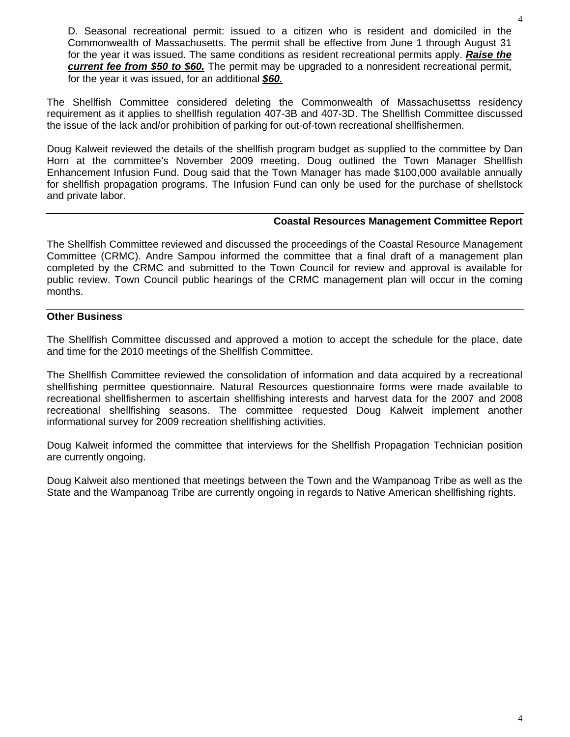D. Seasonal recreational permit: issued to a citizen who is resident and domiciled in the Commonwealth of Massachusetts. The permit shall be effective from June 1 through August 31 for the year it was issued. The same conditions as resident recreational permits apply. ***Raise the current fee from $50 to $60.*** The permit may be upgraded to a nonresident recreational permit, for the year it was issued, for an additional ***$60***.

The Shellfish Committee considered deleting the Commonwealth of Massachusettss residency requirement as it applies to shellfish regulation 407-3B and 407-3D. The Shellfish Committee discussed the issue of the lack and/or prohibition of parking for out-of-town recreational shellfishermen.

Doug Kalweit reviewed the details of the shellfish program budget as supplied to the committee by Dan Horn at the committee's November 2009 meeting. Doug outlined the Town Manager Shellfish Enhancement Infusion Fund. Doug said that the Town Manager has made $100,000 available annually for shellfish propagation programs. The Infusion Fund can only be used for the purchase of shellstock and private labor.

---

**Coastal Resources Management Committee Report**

The Shellfish Committee reviewed and discussed the proceedings of the Coastal Resource Management Committee (CRMC). Andre Sampou informed the committee that a final draft of a management plan completed by the CRMC and submitted to the Town Council for review and approval is available for public review. Town Council public hearings of the CRMC management plan will occur in the coming months.

---

**Other Business**

The Shellfish Committee discussed and approved a motion to accept the schedule for the place, date and time for the 2010 meetings of the Shellfish Committee.

The Shellfish Committee reviewed the consolidation of information and data acquired by a recreational shellfishing permittee questionnaire. Natural Resources questionnaire forms were made available to recreational shellfishermen to ascertain shellfishing interests and harvest data for the 2007 and 2008 recreational shellfishing seasons. The committee requested Doug Kalweit implement another informational survey for 2009 recreation shellfishing activities.

Doug Kalweit informed the committee that interviews for the Shellfish Propagation Technician position are currently ongoing.

Doug Kalweit also mentioned that meetings between the Town and the Wampanoag Tribe as well as the State and the Wampanoag Tribe are currently ongoing in regards to Native American shellfishing rights.